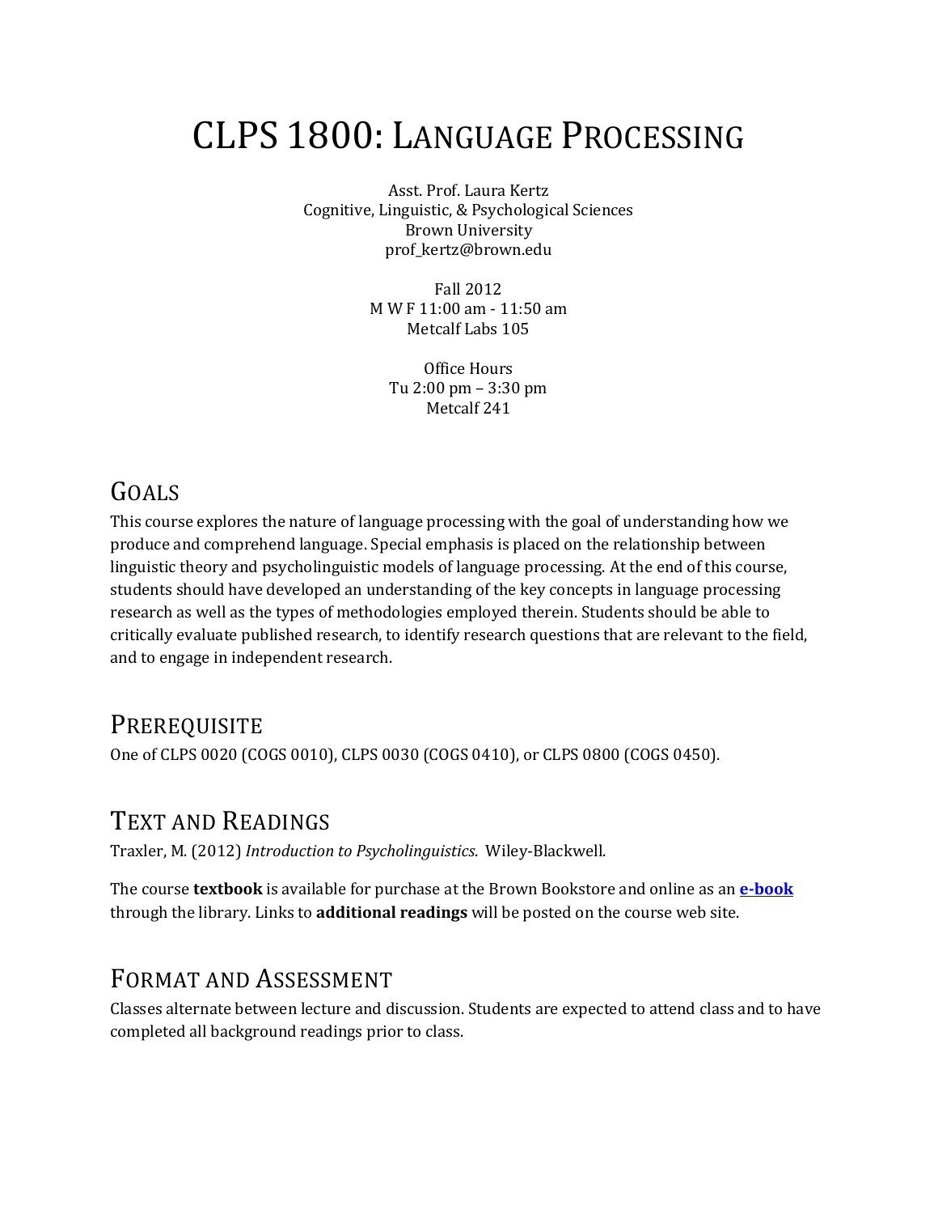# CLPS 1800: Language Processing

Asst. Prof. Laura Kertz
Cognitive, Linguistic, & Psychological Sciences
Brown University
prof_kertz@brown.edu

Fall 2012
M W F 11:00 am - 11:50 am
Metcalf Labs 105

Office Hours
Tu 2:00 pm – 3:30 pm
Metcalf 241

## Goals

This course explores the nature of language processing with the goal of understanding how we produce and comprehend language. Special emphasis is placed on the relationship between linguistic theory and psycholinguistic models of language processing. At the end of this course, students should have developed an understanding of the key concepts in language processing research as well as the types of methodologies employed therein. Students should be able to critically evaluate published research, to identify research questions that are relevant to the field, and to engage in independent research.

## Prerequisite

One of CLPS 0020 (COGS 0010), CLPS 0030 (COGS 0410), or CLPS 0800 (COGS 0450).

## Text and Readings

Traxler, M. (2012) *Introduction to Psycholinguistics*. Wiley-Blackwell.

The course **textbook** is available for purchase at the Brown Bookstore and online as an **e-book** through the library. Links to **additional readings** will be posted on the course web site.

## Format and Assessment

Classes alternate between lecture and discussion. Students are expected to attend class and to have completed all background readings prior to class.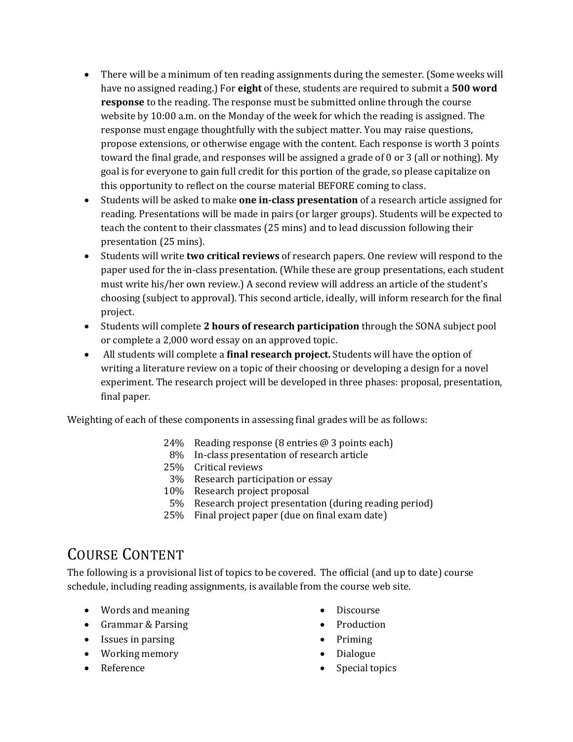- There will be a minimum of ten reading assignments during the semester. (Some weeks will have no assigned reading.) For **eight** of these, students are required to submit a **500 word response** to the reading. The response must be submitted online through the course website by 10:00 a.m. on the Monday of the week for which the reading is assigned. The response must engage thoughtfully with the subject matter. You may raise questions, propose extensions, or otherwise engage with the content. Each response is worth 3 points toward the final grade, and responses will be assigned a grade of 0 or 3 (all or nothing). My goal is for everyone to gain full credit for this portion of the grade, so please capitalize on this opportunity to reflect on the course material BEFORE coming to class.
- Students will be asked to make **one in-class presentation** of a research article assigned for reading. Presentations will be made in pairs (or larger groups). Students will be expected to teach the content to their classmates (25 mins) and to lead discussion following their presentation (25 mins).
- Students will write **two critical reviews** of research papers. One review will respond to the paper used for the in-class presentation. (While these are group presentations, each student must write his/her own review.) A second review will address an article of the student's choosing (subject to approval). This second article, ideally, will inform research for the final project.
- Students will complete **2 hours of research participation** through the SONA subject pool or complete a 2,000 word essay on an approved topic.
- All students will complete a **final research project.** Students will have the option of writing a literature review on a topic of their choosing or developing a design for a novel experiment. The research project will be developed in three phases: proposal, presentation, final paper.

Weighting of each of these components in assessing final grades will be as follows:

| | |
|---|---|
| 24% | Reading response (8 entries @ 3 points each) |
| 8% | In-class presentation of research article |
| 25% | Critical reviews |
| 3% | Research participation or essay |
| 10% | Research project proposal |
| 5% | Research project presentation (during reading period) |
| 25% | Final project paper (due on final exam date) |

## Course Content

The following is a provisional list of topics to be covered. The official (and up to date) course schedule, including reading assignments, is available from the course web site.

- Words and meaning
- Grammar & Parsing
- Issues in parsing
- Working memory
- Reference
- Discourse
- Production
- Priming
- Dialogue
- Special topics